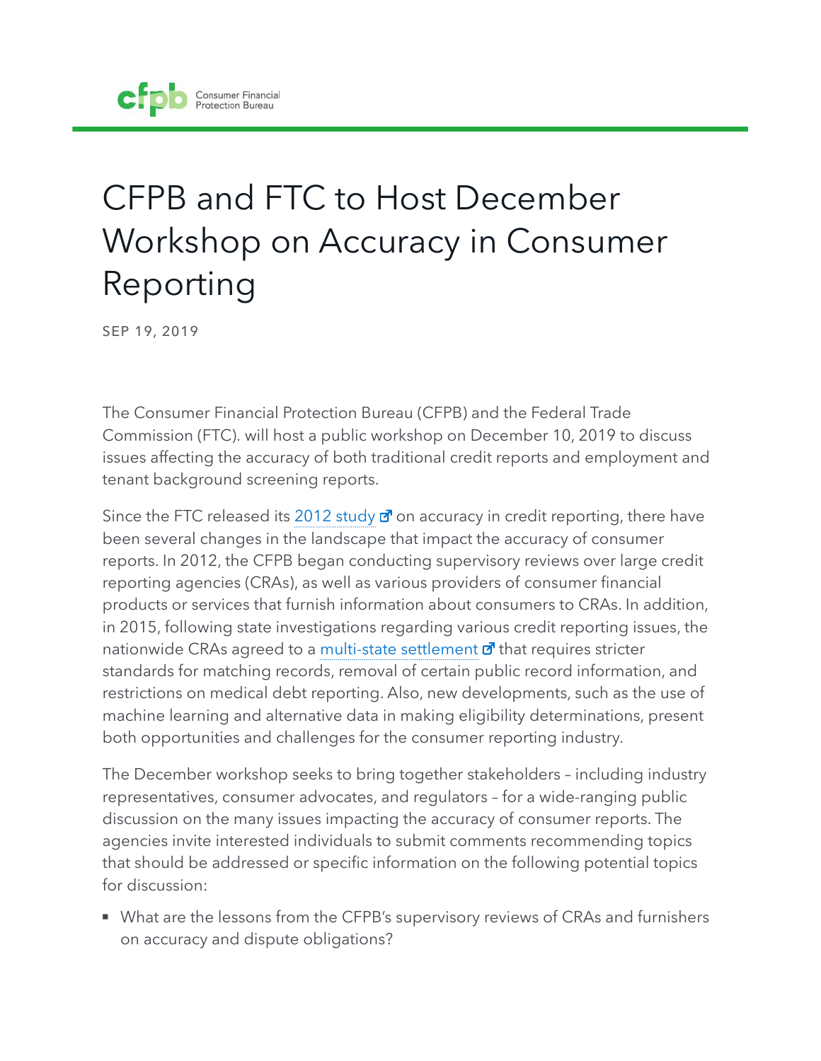# CFPB and FTC to Host December Workshop on Accuracy in Consumer Reporting

SEP 19, 2019

The Consumer Financial Protection Bureau (CFPB) and the Federal Trade Commission (FTC). will host a public workshop on December 10, 2019 to discuss issues affecting the accuracy of both traditional credit reports and employment and tenant background screening reports.

Since the FTC released its 2012 study on accuracy in credit reporting, there have been several changes in the landscape that impact the accuracy of consumer reports. In 2012, the CFPB began conducting supervisory reviews over large credit reporting agencies (CRAs), as well as various providers of consumer financial products or services that furnish information about consumers to CRAs. In addition, in 2015, following state investigations regarding various credit reporting issues, the nationwide CRAs agreed to a multi-state settlement that requires stricter standards for matching records, removal of certain public record information, and restrictions on medical debt reporting. Also, new developments, such as the use of machine learning and alternative data in making eligibility determinations, present both opportunities and challenges for the consumer reporting industry.

The December workshop seeks to bring together stakeholders – including industry representatives, consumer advocates, and regulators – for a wide-ranging public discussion on the many issues impacting the accuracy of consumer reports. The agencies invite interested individuals to submit comments recommending topics that should be addressed or specific information on the following potential topics for discussion:

- What are the lessons from the CFPB's supervisory reviews of CRAs and furnishers on accuracy and dispute obligations?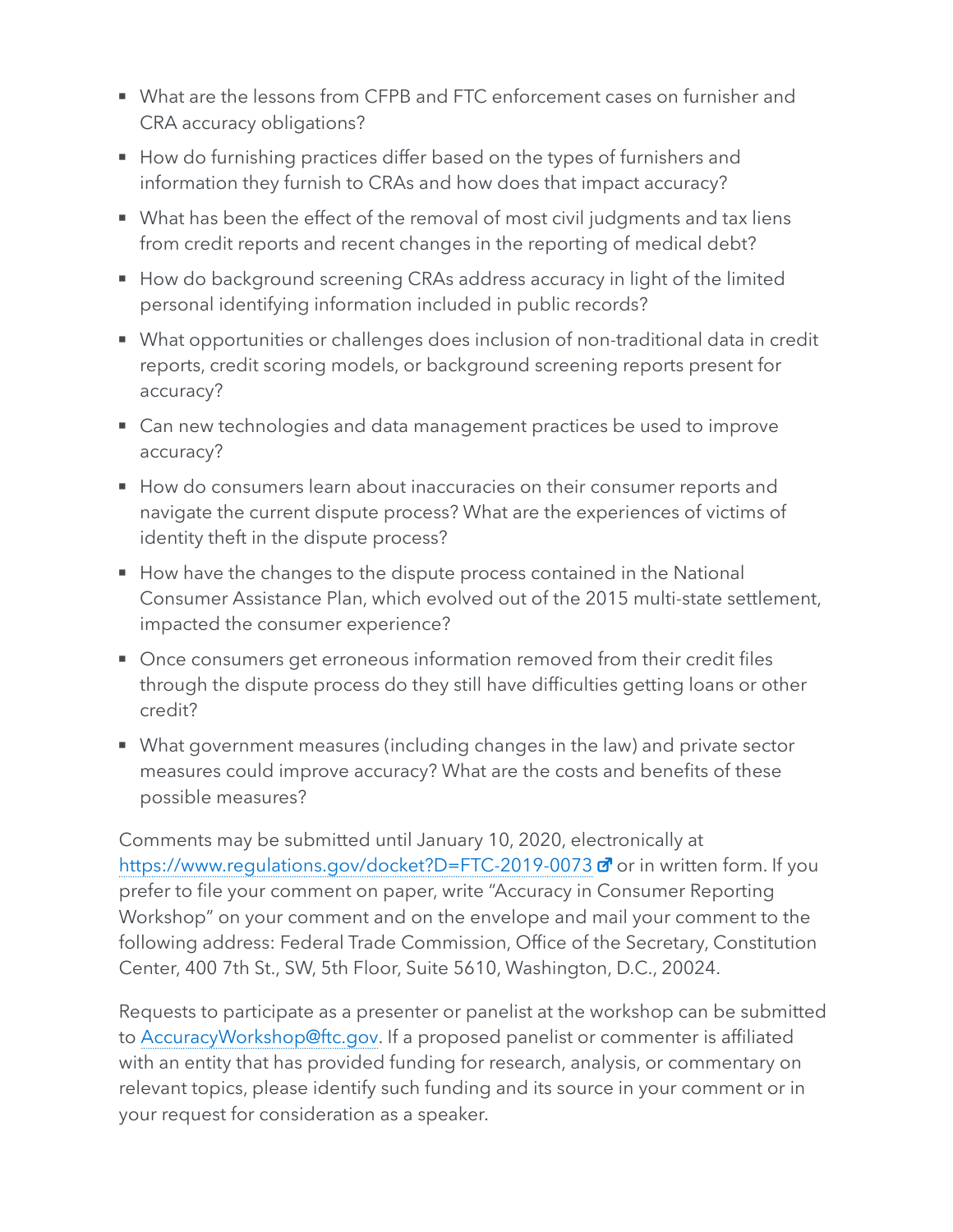- What are the lessons from CFPB and FTC enforcement cases on furnisher and CRA accuracy obligations?
- How do furnishing practices differ based on the types of furnishers and information they furnish to CRAs and how does that impact accuracy?
- What has been the effect of the removal of most civil judgments and tax liens from credit reports and recent changes in the reporting of medical debt?
- How do background screening CRAs address accuracy in light of the limited personal identifying information included in public records?
- What opportunities or challenges does inclusion of non-traditional data in credit reports, credit scoring models, or background screening reports present for accuracy?
- Can new technologies and data management practices be used to improve accuracy?
- How do consumers learn about inaccuracies on their consumer reports and navigate the current dispute process? What are the experiences of victims of identity theft in the dispute process?
- How have the changes to the dispute process contained in the National Consumer Assistance Plan, which evolved out of the 2015 multi-state settlement, impacted the consumer experience?
- Once consumers get erroneous information removed from their credit files through the dispute process do they still have difficulties getting loans or other credit?
- What government measures (including changes in the law) and private sector measures could improve accuracy? What are the costs and benefits of these possible measures?

Comments may be submitted until January 10, 2020, electronically at https://www.regulations.gov/docket?D=FTC-2019-0073 or in written form. If you prefer to file your comment on paper, write "Accuracy in Consumer Reporting Workshop" on your comment and on the envelope and mail your comment to the following address: Federal Trade Commission, Office of the Secretary, Constitution Center, 400 7th St., SW, 5th Floor, Suite 5610, Washington, D.C., 20024.

Requests to participate as a presenter or panelist at the workshop can be submitted to AccuracyWorkshop@ftc.gov. If a proposed panelist or commenter is affiliated with an entity that has provided funding for research, analysis, or commentary on relevant topics, please identify such funding and its source in your comment or in your request for consideration as a speaker.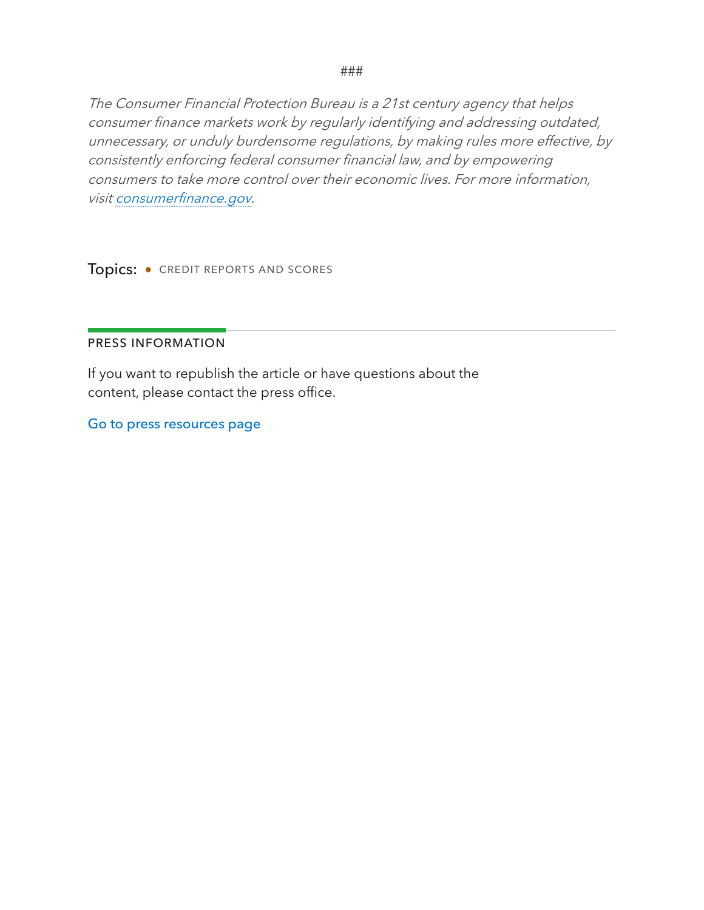###

*The Consumer Financial Protection Bureau is a 21st century agency that helps consumer finance markets work by regularly identifying and addressing outdated, unnecessary, or unduly burdensome regulations, by making rules more effective, by consistently enforcing federal consumer financial law, and by empowering consumers to take more control over their economic lives. For more information, visit [consumerfinance.gov](consumerfinance.gov).*

Topics: • CREDIT REPORTS AND SCORES

## PRESS INFORMATION

If you want to republish the article or have questions about the content, please contact the press office.

Go to press resources page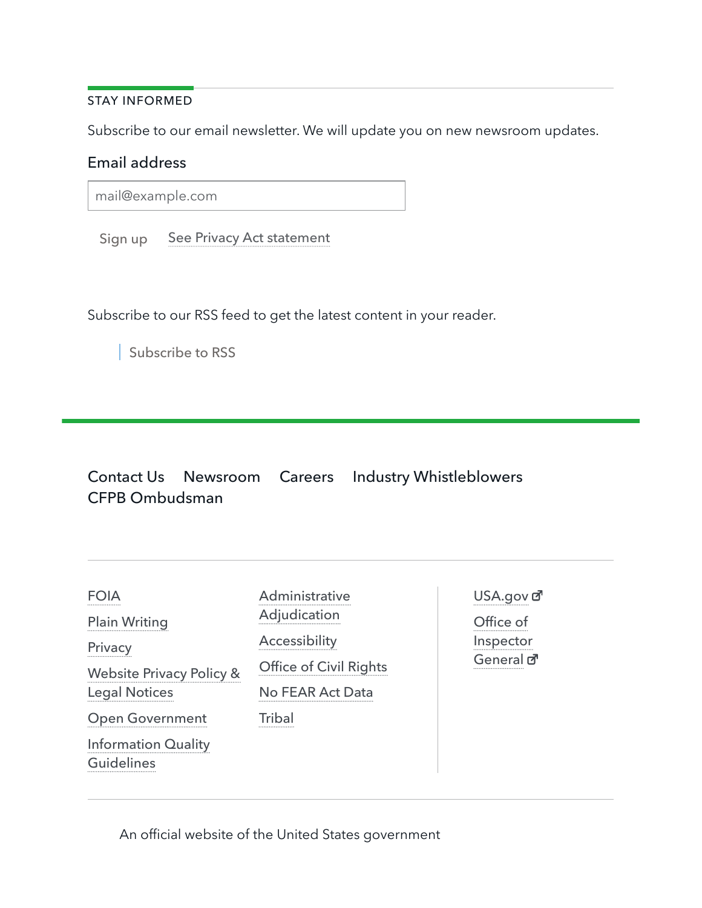## STAY INFORMED

Subscribe to our email newsletter. We will update you on new newsroom updates.

Email address

mail@example.com

Sign up See Privacy Act statement

Subscribe to our RSS feed to get the latest content in your reader.

Subscribe to RSS

---

Contact Us Newsroom Careers Industry Whistleblowers CFPB Ombudsman

---

- FOIA
- Plain Writing
- Privacy
- Website Privacy Policy & Legal Notices
- Open Government
- Information Quality Guidelines
- Administrative Adjudication
- Accessibility
- Office of Civil Rights
- No FEAR Act Data
- Tribal
- USA.gov
- Office of Inspector General

---

An official website of the United States government